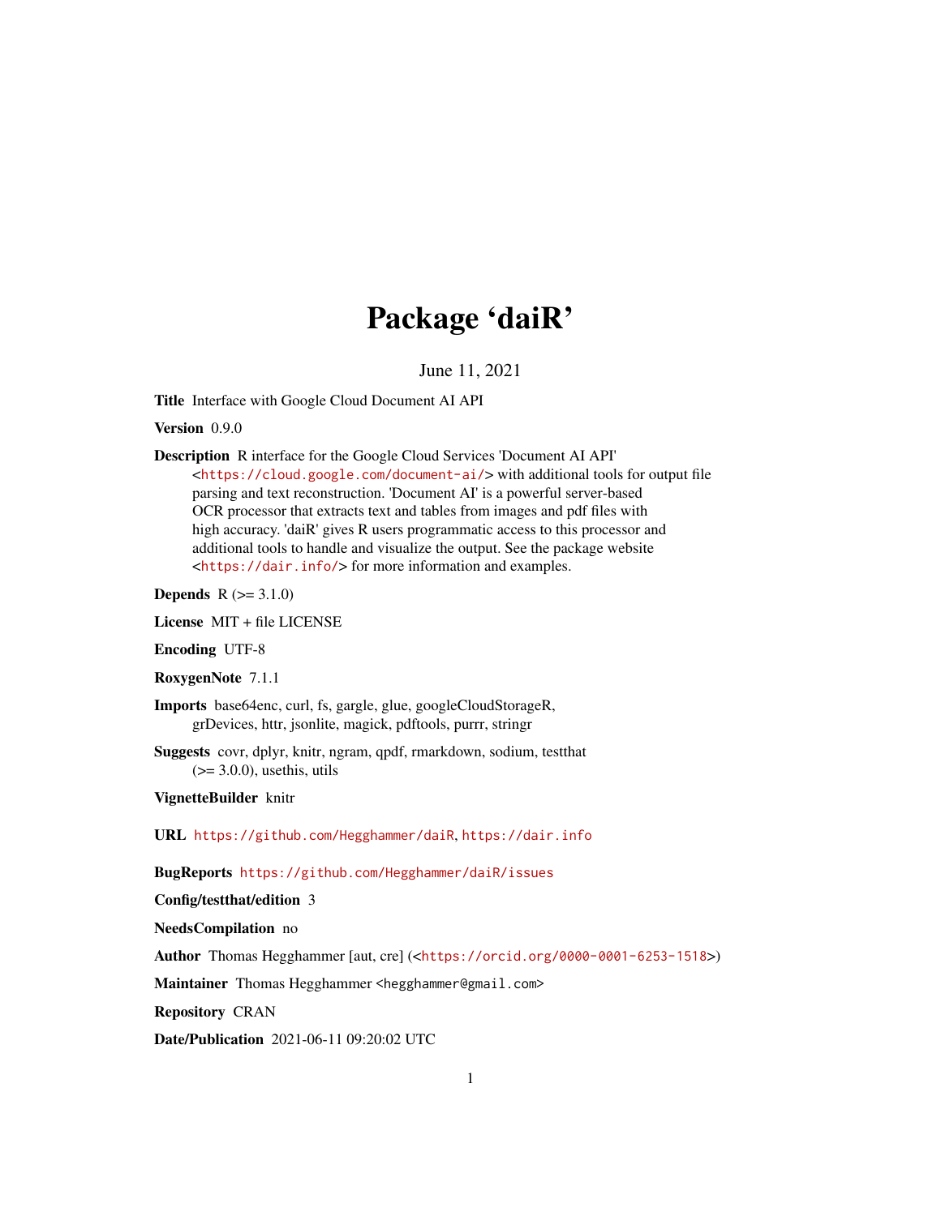# Package 'daiR'

June 11, 2021

**Title** Interface with Google Cloud Document AI API

**Version** 0.9.0

**Description** R interface for the Google Cloud Services 'Document AI API' <https://cloud.google.com/document-ai/> with additional tools for output file parsing and text reconstruction. 'Document AI' is a powerful server-based OCR processor that extracts text and tables from images and pdf files with high accuracy. 'daiR' gives R users programmatic access to this processor and additional tools to handle and visualize the output. See the package website <https://dair.info/> for more information and examples.

**Depends** R (>= 3.1.0)

**License** MIT + file LICENSE

**Encoding** UTF-8

**RoxygenNote** 7.1.1

**Imports** base64enc, curl, fs, gargle, glue, googleCloudStorageR, grDevices, httr, jsonlite, magick, pdftools, purrr, stringr

**Suggests** covr, dplyr, knitr, ngram, qpdf, rmarkdown, sodium, testthat (>= 3.0.0), usethis, utils

**VignetteBuilder** knitr

**URL** https://github.com/Hegghammer/daiR, https://dair.info

**BugReports** https://github.com/Hegghammer/daiR/issues

**Config/testthat/edition** 3

**NeedsCompilation** no

**Author** Thomas Hegghammer [aut, cre] (<https://orcid.org/0000-0001-6253-1518>)

**Maintainer** Thomas Hegghammer <hegghammer@gmail.com>

**Repository** CRAN

**Date/Publication** 2021-06-11 09:20:02 UTC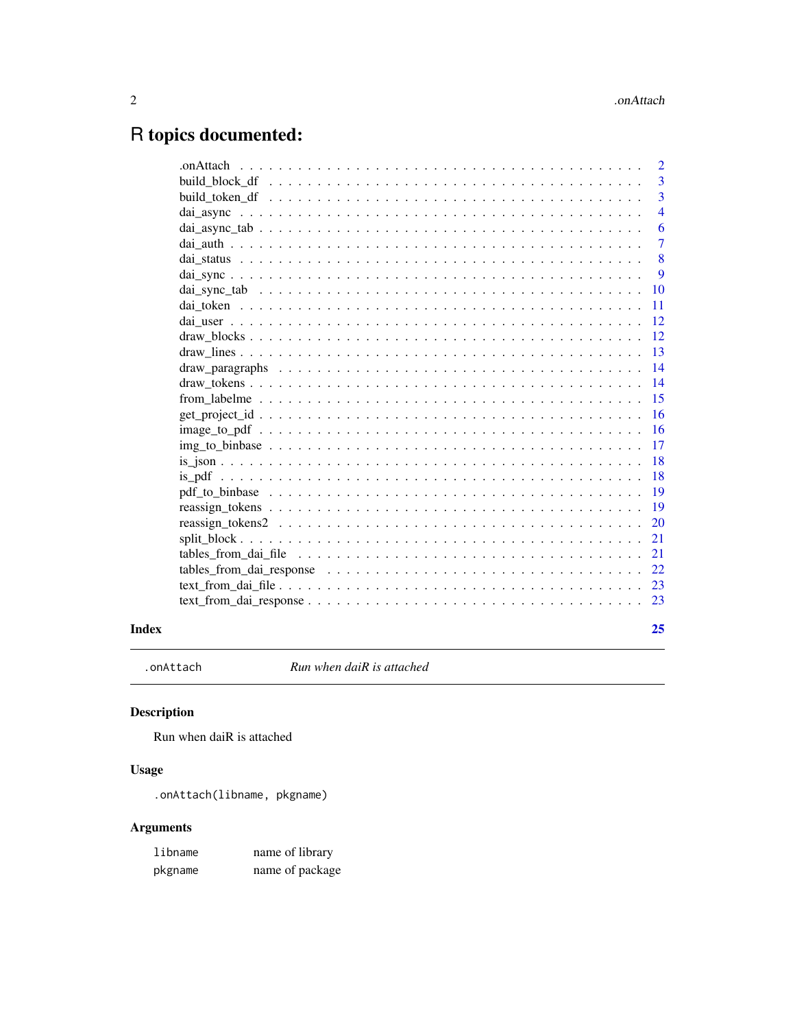# R topics documented:

| | |
|---|---|
| .onAttach | 2 |
| build_block_df | 3 |
| build_token_df | 3 |
| dai_async | 4 |
| dai_async_tab | 6 |
| dai_auth | 7 |
| dai_status | 8 |
| dai_sync | 9 |
| dai_sync_tab | 10 |
| dai_token | 11 |
| dai_user | 12 |
| draw_blocks | 12 |
| draw_lines | 13 |
| draw_paragraphs | 14 |
| draw_tokens | 14 |
| from_labelme | 15 |
| get_project_id | 16 |
| image_to_pdf | 16 |
| img_to_binbase | 17 |
| is_json | 18 |
| is_pdf | 18 |
| pdf_to_binbase | 19 |
| reassign_tokens | 19 |
| reassign_tokens2 | 20 |
| split_block | 21 |
| tables_from_dai_file | 21 |
| tables_from_dai_response | 22 |
| text_from_dai_file | 23 |
| text_from_dai_response | 23 |
| **Index** | **25** |

---

`.onAttach` *Run when daiR is attached*

---

### Description

Run when daiR is attached

### Usage

```
.onAttach(libname, pkgname)
```

### Arguments

| | |
|---|---|
| `libname` | name of library |
| `pkgname` | name of package |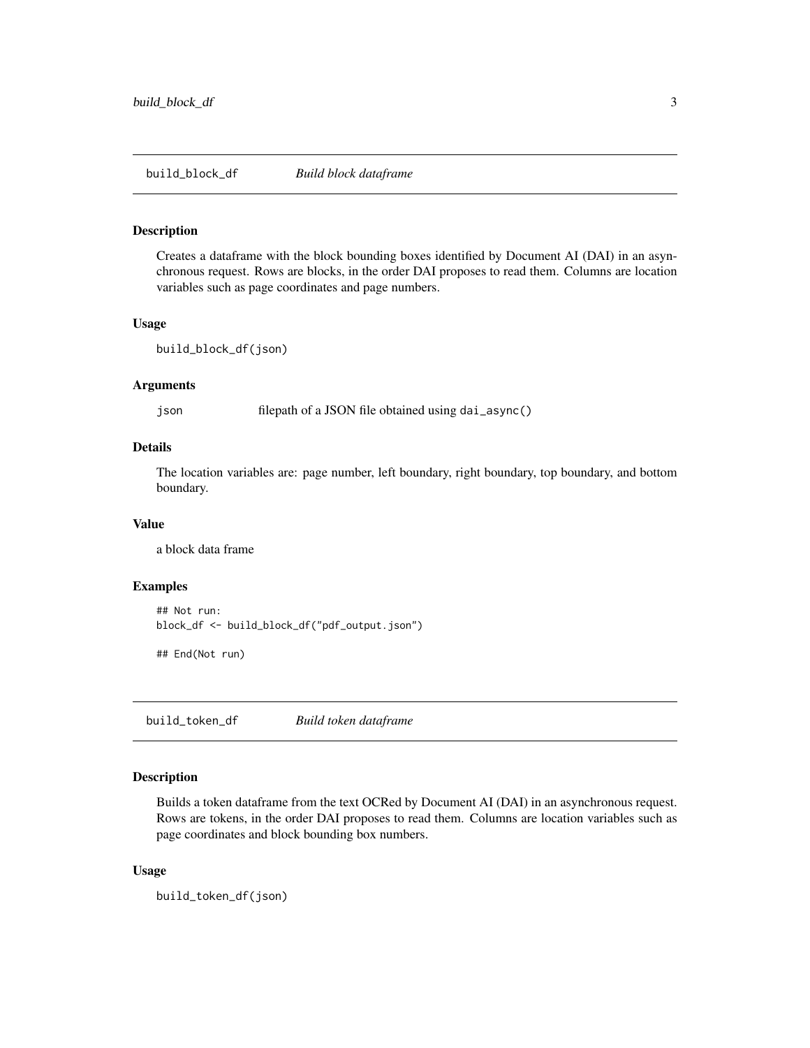## build_block_df — *Build block dataframe*

### Description

Creates a dataframe with the block bounding boxes identified by Document AI (DAI) in an asynchronous request. Rows are blocks, in the order DAI proposes to read them. Columns are location variables such as page coordinates and page numbers.

### Usage

```
build_block_df(json)
```

### Arguments

| | |
|---|---|
| json | filepath of a JSON file obtained using `dai_async()` |

### Details

The location variables are: page number, left boundary, right boundary, top boundary, and bottom boundary.

### Value

a block data frame

### Examples

```
## Not run:
block_df <- build_block_df("pdf_output.json")

## End(Not run)
```

## build_token_df — *Build token dataframe*

### Description

Builds a token dataframe from the text OCRed by Document AI (DAI) in an asynchronous request. Rows are tokens, in the order DAI proposes to read them. Columns are location variables such as page coordinates and block bounding box numbers.

### Usage

```
build_token_df(json)
```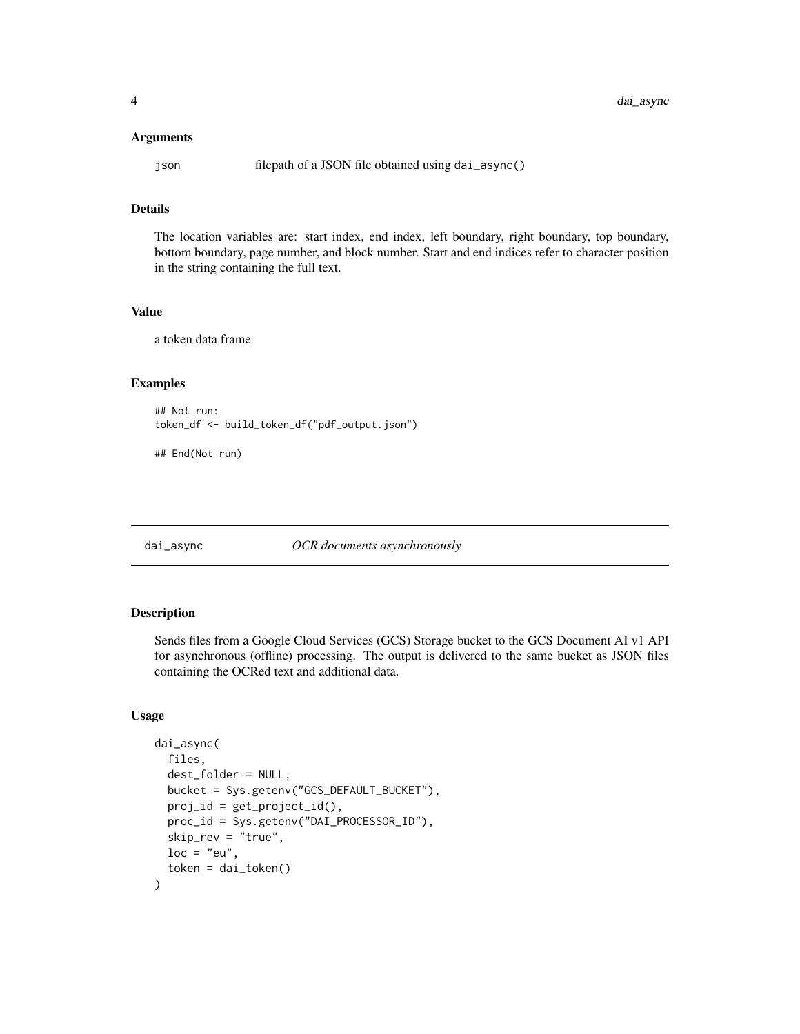### Arguments

`json` filepath of a JSON file obtained using `dai_async()`

### Details

The location variables are: start index, end index, left boundary, right boundary, top boundary, bottom boundary, page number, and block number. Start and end indices refer to character position in the string containing the full text.

### Value

a token data frame

### Examples

```
## Not run:
token_df <- build_token_df("pdf_output.json")

## End(Not run)
```

---

## dai_async *OCR documents asynchronously*

---

### Description

Sends files from a Google Cloud Services (GCS) Storage bucket to the GCS Document AI v1 API for asynchronous (offline) processing. The output is delivered to the same bucket as JSON files containing the OCRed text and additional data.

### Usage

```
dai_async(
  files,
  dest_folder = NULL,
  bucket = Sys.getenv("GCS_DEFAULT_BUCKET"),
  proj_id = get_project_id(),
  proc_id = Sys.getenv("DAI_PROCESSOR_ID"),
  skip_rev = "true",
  loc = "eu",
  token = dai_token()
)
```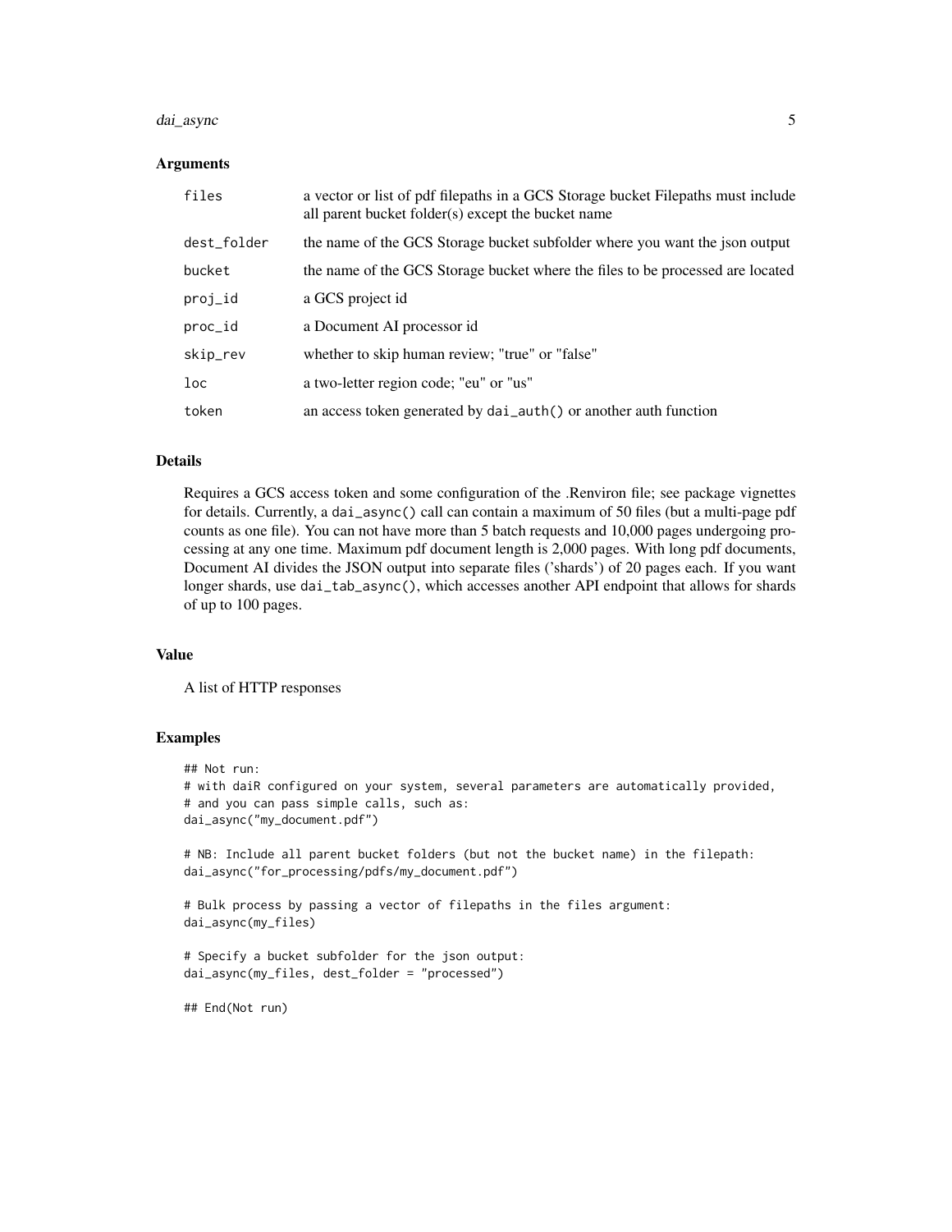### Arguments

| | |
|---|---|
| `files` | a vector or list of pdf filepaths in a GCS Storage bucket Filepaths must include all parent bucket folder(s) except the bucket name |
| `dest_folder` | the name of the GCS Storage bucket subfolder where you want the json output |
| `bucket` | the name of the GCS Storage bucket where the files to be processed are located |
| `proj_id` | a GCS project id |
| `proc_id` | a Document AI processor id |
| `skip_rev` | whether to skip human review; "true" or "false" |
| `loc` | a two-letter region code; "eu" or "us" |
| `token` | an access token generated by `dai_auth()` or another auth function |

### Details

Requires a GCS access token and some configuration of the .Renviron file; see package vignettes for details. Currently, a `dai_async()` call can contain a maximum of 50 files (but a multi-page pdf counts as one file). You can not have more than 5 batch requests and 10,000 pages undergoing processing at any one time. Maximum pdf document length is 2,000 pages. With long pdf documents, Document AI divides the JSON output into separate files ('shards') of 20 pages each. If you want longer shards, use `dai_tab_async()`, which accesses another API endpoint that allows for shards of up to 100 pages.

### Value

A list of HTTP responses

### Examples

```
## Not run:
# with daiR configured on your system, several parameters are automatically provided,
# and you can pass simple calls, such as:
dai_async("my_document.pdf")

# NB: Include all parent bucket folders (but not the bucket name) in the filepath:
dai_async("for_processing/pdfs/my_document.pdf")

# Bulk process by passing a vector of filepaths in the files argument:
dai_async(my_files)

# Specify a bucket subfolder for the json output:
dai_async(my_files, dest_folder = "processed")

## End(Not run)
```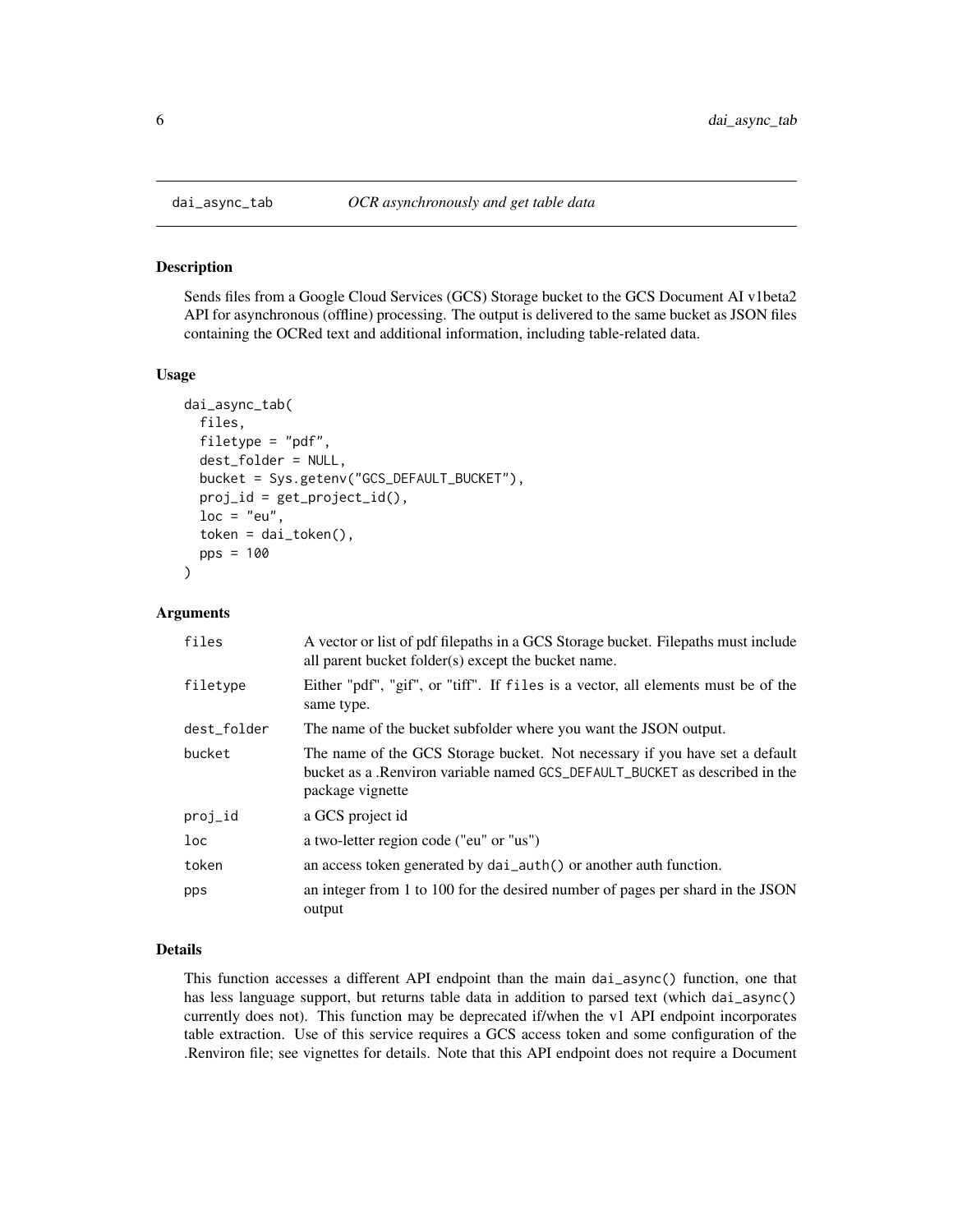## dai_async_tab — *OCR asynchronously and get table data*

### Description

Sends files from a Google Cloud Services (GCS) Storage bucket to the GCS Document AI v1beta2 API for asynchronous (offline) processing. The output is delivered to the same bucket as JSON files containing the OCRed text and additional information, including table-related data.

### Usage

```
dai_async_tab(
  files,
  filetype = "pdf",
  dest_folder = NULL,
  bucket = Sys.getenv("GCS_DEFAULT_BUCKET"),
  proj_id = get_project_id(),
  loc = "eu",
  token = dai_token(),
  pps = 100
)
```

### Arguments

| Argument | Description |
|---|---|
| `files` | A vector or list of pdf filepaths in a GCS Storage bucket. Filepaths must include all parent bucket folder(s) except the bucket name. |
| `filetype` | Either "pdf", "gif", or "tiff". If `files` is a vector, all elements must be of the same type. |
| `dest_folder` | The name of the bucket subfolder where you want the JSON output. |
| `bucket` | The name of the GCS Storage bucket. Not necessary if you have set a default bucket as a .Renviron variable named `GCS_DEFAULT_BUCKET` as described in the package vignette |
| `proj_id` | a GCS project id |
| `loc` | a two-letter region code ("eu" or "us") |
| `token` | an access token generated by `dai_auth()` or another auth function. |
| `pps` | an integer from 1 to 100 for the desired number of pages per shard in the JSON output |

### Details

This function accesses a different API endpoint than the main `dai_async()` function, one that has less language support, but returns table data in addition to parsed text (which `dai_async()` currently does not). This function may be deprecated if/when the v1 API endpoint incorporates table extraction. Use of this service requires a GCS access token and some configuration of the .Renviron file; see vignettes for details. Note that this API endpoint does not require a Document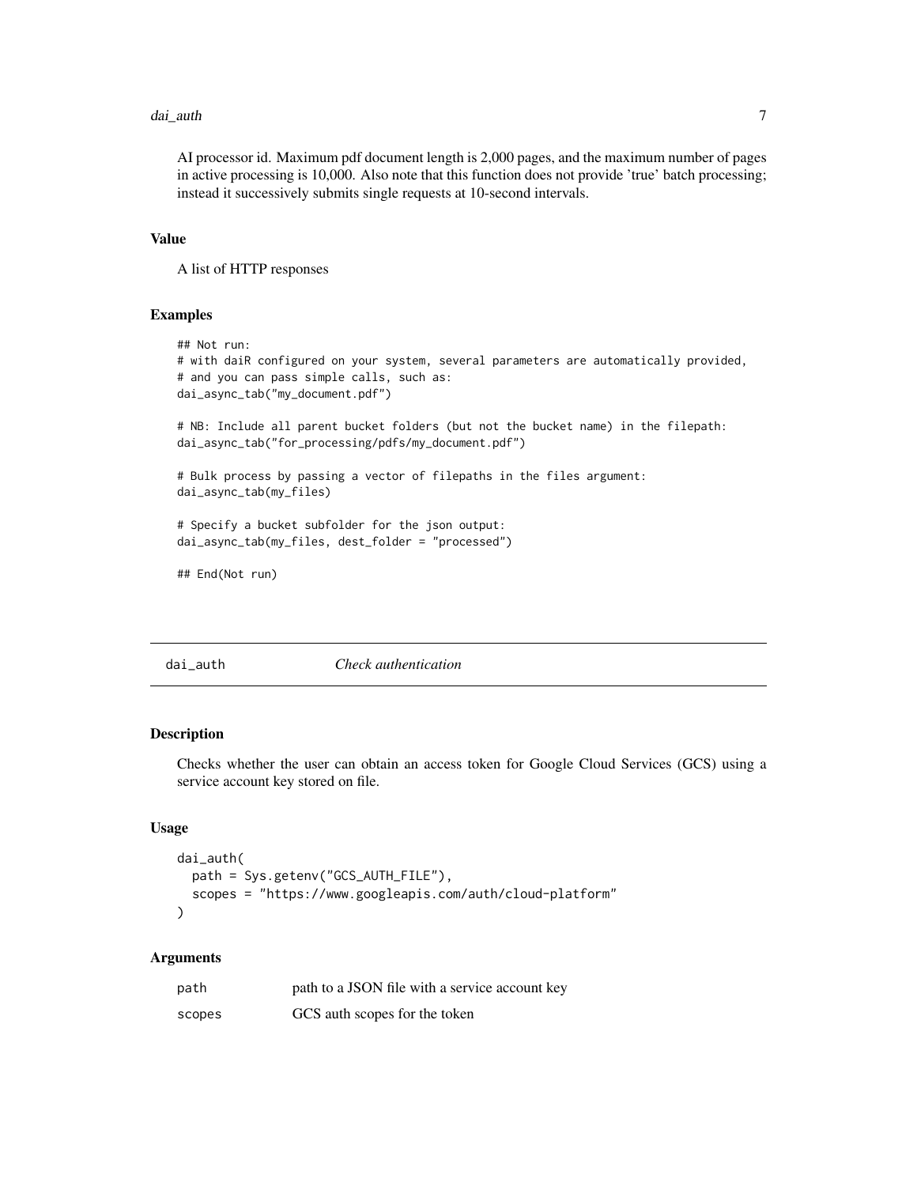AI processor id. Maximum pdf document length is 2,000 pages, and the maximum number of pages in active processing is 10,000. Also note that this function does not provide 'true' batch processing; instead it successively submits single requests at 10-second intervals.

### Value

A list of HTTP responses

### Examples

```
## Not run:
# with daiR configured on your system, several parameters are automatically provided,
# and you can pass simple calls, such as:
dai_async_tab("my_document.pdf")

# NB: Include all parent bucket folders (but not the bucket name) in the filepath:
dai_async_tab("for_processing/pdfs/my_document.pdf")

# Bulk process by passing a vector of filepaths in the files argument:
dai_async_tab(my_files)

# Specify a bucket subfolder for the json output:
dai_async_tab(my_files, dest_folder = "processed")

## End(Not run)
```

---

## dai_auth *Check authentication*

### Description

Checks whether the user can obtain an access token for Google Cloud Services (GCS) using a service account key stored on file.

### Usage

```
dai_auth(
  path = Sys.getenv("GCS_AUTH_FILE"),
  scopes = "https://www.googleapis.com/auth/cloud-platform"
)
```

### Arguments

| | |
|---|---|
| path | path to a JSON file with a service account key |
| scopes | GCS auth scopes for the token |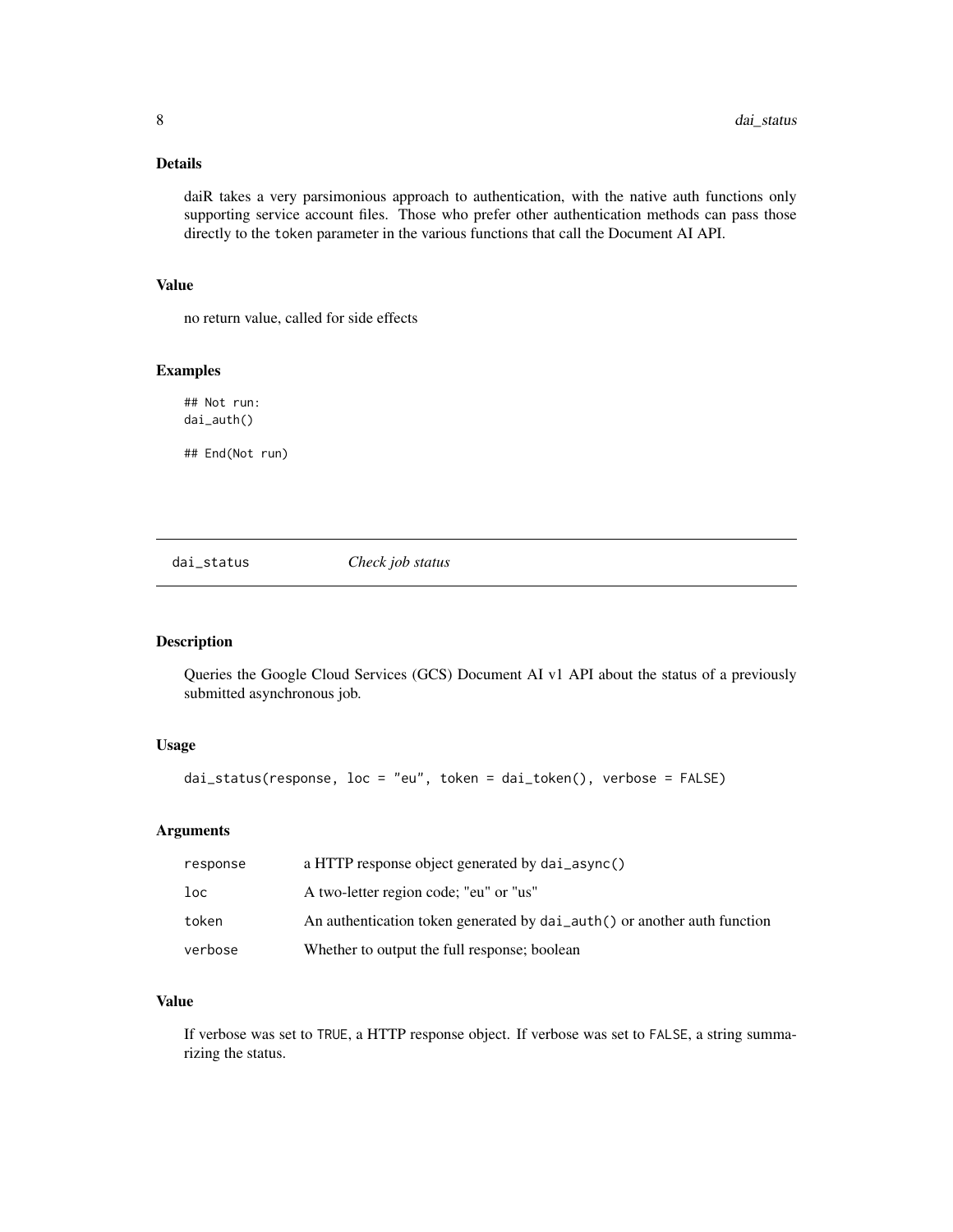### Details

daiR takes a very parsimonious approach to authentication, with the native auth functions only supporting service account files. Those who prefer other authentication methods can pass those directly to the `token` parameter in the various functions that call the Document AI API.

### Value

no return value, called for side effects

### Examples

```
## Not run:
dai_auth()

## End(Not run)
```

---

## dai_status — *Check job status*

---

### Description

Queries the Google Cloud Services (GCS) Document AI v1 API about the status of a previously submitted asynchronous job.

### Usage

```
dai_status(response, loc = "eu", token = dai_token(), verbose = FALSE)
```

### Arguments

| | |
|---|---|
| `response` | a HTTP response object generated by `dai_async()` |
| `loc` | A two-letter region code; "eu" or "us" |
| `token` | An authentication token generated by `dai_auth()` or another auth function |
| `verbose` | Whether to output the full response; boolean |

### Value

If verbose was set to `TRUE`, a HTTP response object. If verbose was set to `FALSE`, a string summarizing the status.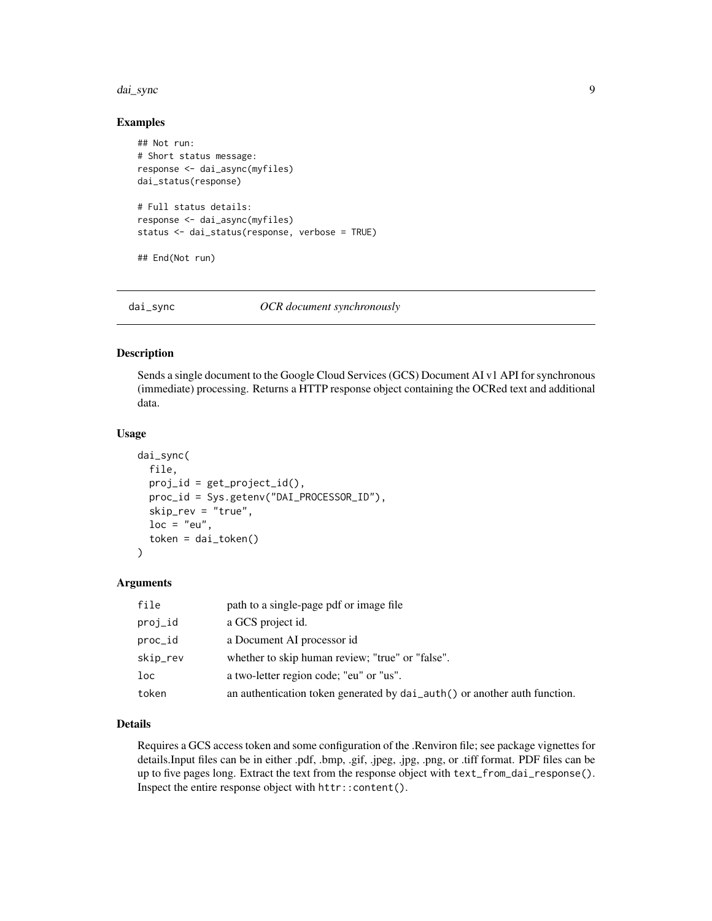### Examples

```
## Not run:
# Short status message:
response <- dai_async(myfiles)
dai_status(response)

# Full status details:
response <- dai_async(myfiles)
status <- dai_status(response, verbose = TRUE)

## End(Not run)
```

## dai_sync — *OCR document synchronously*

### Description

Sends a single document to the Google Cloud Services (GCS) Document AI v1 API for synchronous (immediate) processing. Returns a HTTP response object containing the OCRed text and additional data.

### Usage

```
dai_sync(
  file,
  proj_id = get_project_id(),
  proc_id = Sys.getenv("DAI_PROCESSOR_ID"),
  skip_rev = "true",
  loc = "eu",
  token = dai_token()
)
```

### Arguments

| | |
|---|---|
| `file` | path to a single-page pdf or image file |
| `proj_id` | a GCS project id. |
| `proc_id` | a Document AI processor id |
| `skip_rev` | whether to skip human review; "true" or "false". |
| `loc` | a two-letter region code; "eu" or "us". |
| `token` | an authentication token generated by `dai_auth()` or another auth function. |

### Details

Requires a GCS access token and some configuration of the .Renviron file; see package vignettes for details.Input files can be in either .pdf, .bmp, .gif, .jpeg, .jpg, .png, or .tiff format. PDF files can be up to five pages long. Extract the text from the response object with `text_from_dai_response()`. Inspect the entire response object with `httr::content()`.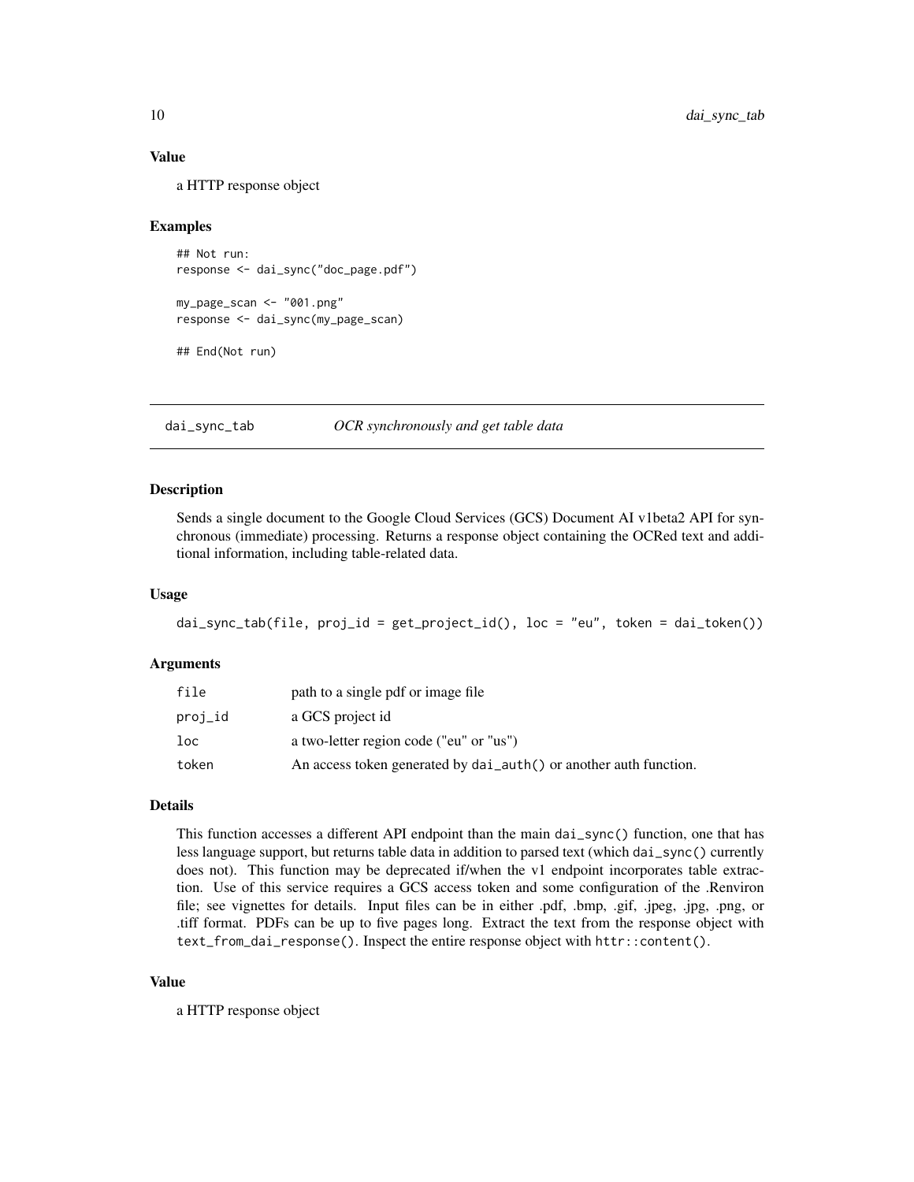### Value

a HTTP response object

### Examples

```
## Not run:
response <- dai_sync("doc_page.pdf")

my_page_scan <- "001.png"
response <- dai_sync(my_page_scan)

## End(Not run)
```

---

## dai_sync_tab *OCR synchronously and get table data*

---

### Description

Sends a single document to the Google Cloud Services (GCS) Document AI v1beta2 API for synchronous (immediate) processing. Returns a response object containing the OCRed text and additional information, including table-related data.

### Usage

```
dai_sync_tab(file, proj_id = get_project_id(), loc = "eu", token = dai_token())
```

### Arguments

| | |
|---|---|
| `file` | path to a single pdf or image file |
| `proj_id` | a GCS project id |
| `loc` | a two-letter region code ("eu" or "us") |
| `token` | An access token generated by `dai_auth()` or another auth function. |

### Details

This function accesses a different API endpoint than the main `dai_sync()` function, one that has less language support, but returns table data in addition to parsed text (which `dai_sync()` currently does not). This function may be deprecated if/when the v1 endpoint incorporates table extraction. Use of this service requires a GCS access token and some configuration of the .Renviron file; see vignettes for details. Input files can be in either .pdf, .bmp, .gif, .jpeg, .jpg, .png, or .tiff format. PDFs can be up to five pages long. Extract the text from the response object with `text_from_dai_response()`. Inspect the entire response object with `httr::content()`.

### Value

a HTTP response object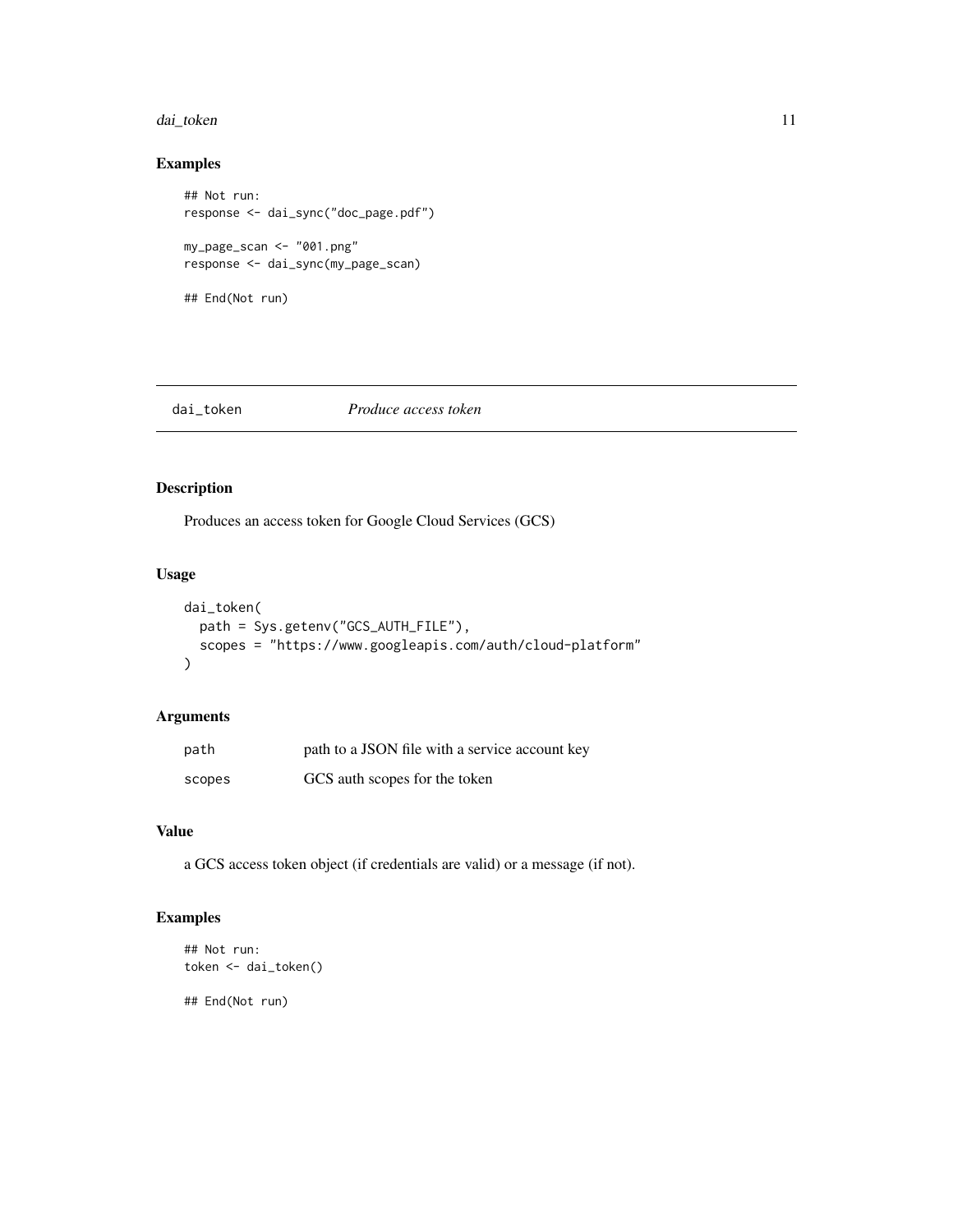### Examples

```
## Not run:
response <- dai_sync("doc_page.pdf")

my_page_scan <- "001.png"
response <- dai_sync(my_page_scan)

## End(Not run)
```

---

## dai_token — *Produce access token*

### Description

Produces an access token for Google Cloud Services (GCS)

### Usage

```
dai_token(
  path = Sys.getenv("GCS_AUTH_FILE"),
  scopes = "https://www.googleapis.com/auth/cloud-platform"
)
```

### Arguments

| | |
|---|---|
| path | path to a JSON file with a service account key |
| scopes | GCS auth scopes for the token |

### Value

a GCS access token object (if credentials are valid) or a message (if not).

### Examples

```
## Not run:
token <- dai_token()

## End(Not run)
```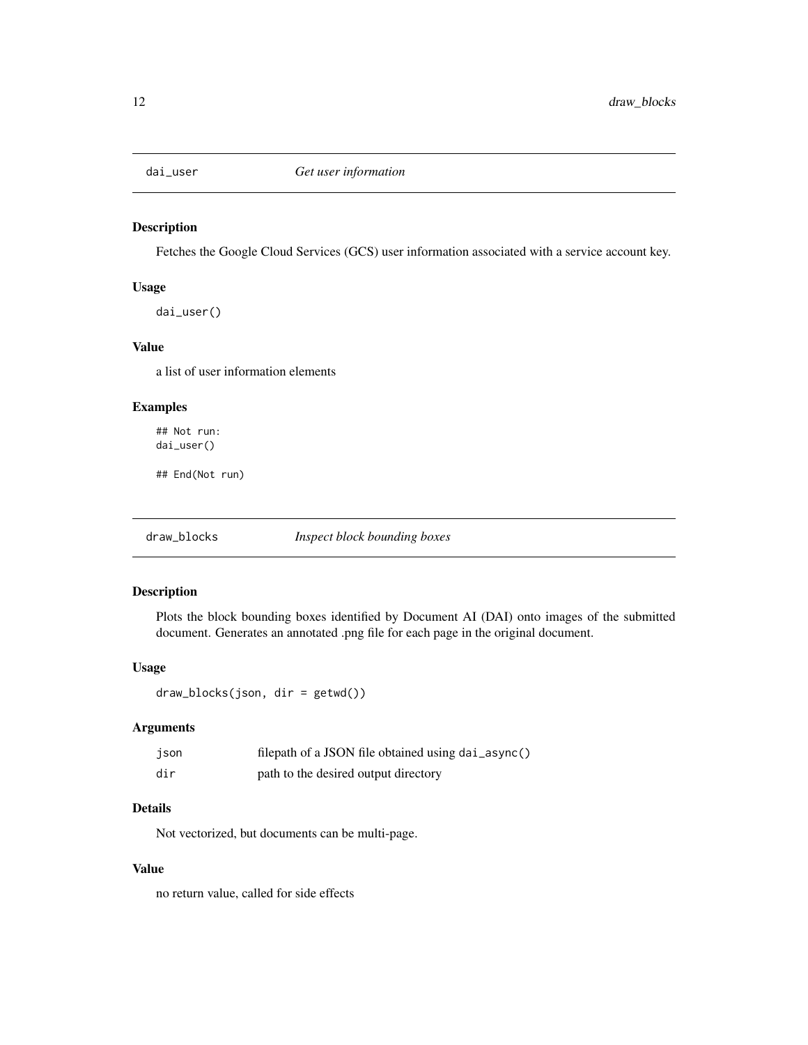## dai_user — *Get user information*

### Description

Fetches the Google Cloud Services (GCS) user information associated with a service account key.

### Usage

```
dai_user()
```

### Value

a list of user information elements

### Examples

```
## Not run:
dai_user()

## End(Not run)
```

## draw_blocks — *Inspect block bounding boxes*

### Description

Plots the block bounding boxes identified by Document AI (DAI) onto images of the submitted document. Generates an annotated .png file for each page in the original document.

### Usage

```
draw_blocks(json, dir = getwd())
```

### Arguments

| | |
|---|---|
| `json` | filepath of a JSON file obtained using `dai_async()` |
| `dir` | path to the desired output directory |

### Details

Not vectorized, but documents can be multi-page.

### Value

no return value, called for side effects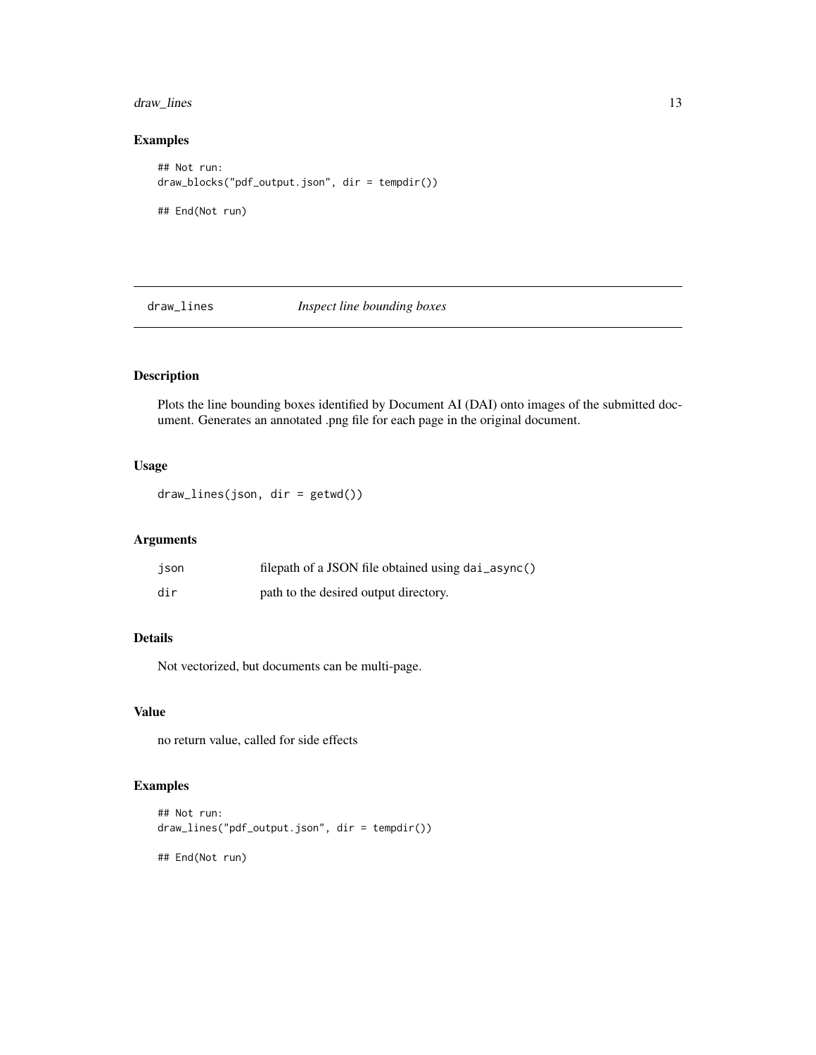## Examples

```
## Not run:
draw_blocks("pdf_output.json", dir = tempdir())

## End(Not run)
```

---

## draw_lines *Inspect line bounding boxes*

---

### Description

Plots the line bounding boxes identified by Document AI (DAI) onto images of the submitted document. Generates an annotated .png file for each page in the original document.

### Usage

```
draw_lines(json, dir = getwd())
```

### Arguments

| | |
|---|---|
| json | filepath of a JSON file obtained using `dai_async()` |
| dir | path to the desired output directory. |

### Details

Not vectorized, but documents can be multi-page.

### Value

no return value, called for side effects

### Examples

```
## Not run:
draw_lines("pdf_output.json", dir = tempdir())

## End(Not run)
```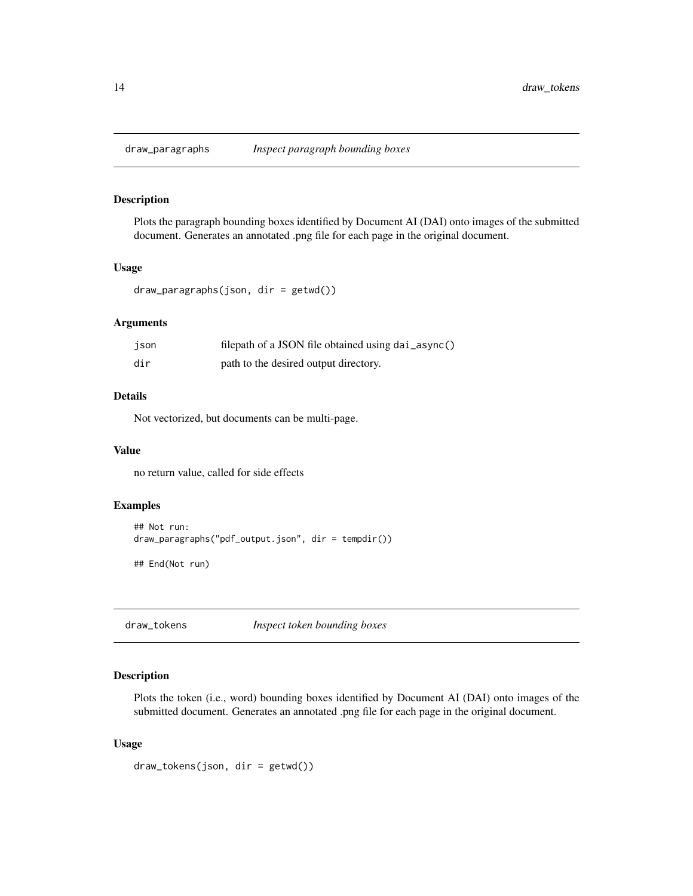## draw_paragraphs *Inspect paragraph bounding boxes*

### Description

Plots the paragraph bounding boxes identified by Document AI (DAI) onto images of the submitted document. Generates an annotated .png file for each page in the original document.

### Usage

```
draw_paragraphs(json, dir = getwd())
```

### Arguments

| | |
|---|---|
| `json` | filepath of a JSON file obtained using `dai_async()` |
| `dir` | path to the desired output directory. |

### Details

Not vectorized, but documents can be multi-page.

### Value

no return value, called for side effects

### Examples

```
## Not run:
draw_paragraphs("pdf_output.json", dir = tempdir())

## End(Not run)
```

## draw_tokens *Inspect token bounding boxes*

### Description

Plots the token (i.e., word) bounding boxes identified by Document AI (DAI) onto images of the submitted document. Generates an annotated .png file for each page in the original document.

### Usage

```
draw_tokens(json, dir = getwd())
```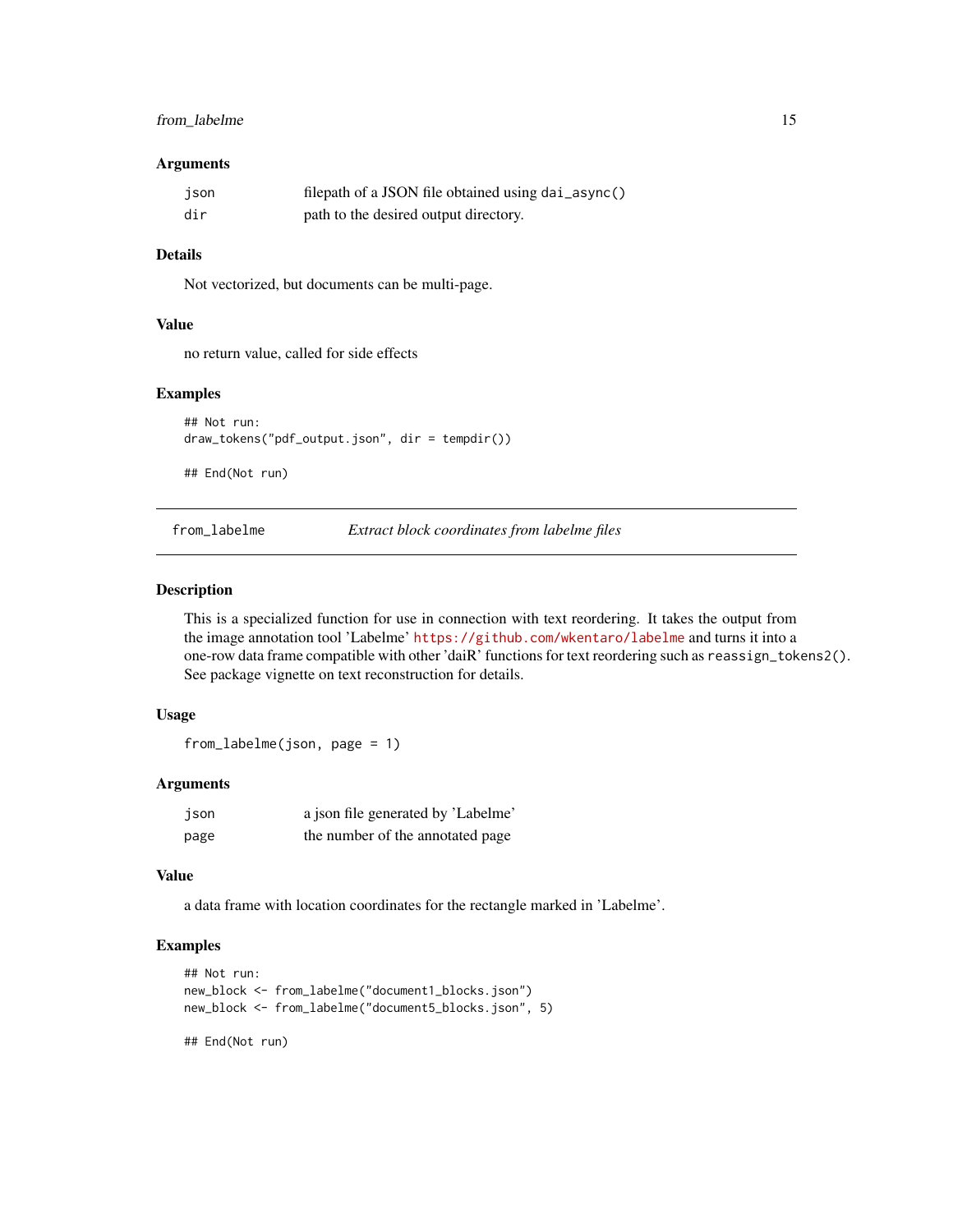### Arguments

| | |
|---|---|
| `json` | filepath of a JSON file obtained using `dai_async()` |
| `dir` | path to the desired output directory. |

### Details

Not vectorized, but documents can be multi-page.

### Value

no return value, called for side effects

### Examples

```
## Not run:
draw_tokens("pdf_output.json", dir = tempdir())

## End(Not run)
```

---

## from_labelme — *Extract block coordinates from labelme files*

### Description

This is a specialized function for use in connection with text reordering. It takes the output from the image annotation tool 'Labelme' https://github.com/wkentaro/labelme and turns it into a one-row data frame compatible with other 'daiR' functions for text reordering such as `reassign_tokens2()`. See package vignette on text reconstruction for details.

### Usage

```
from_labelme(json, page = 1)
```

### Arguments

| | |
|---|---|
| `json` | a json file generated by 'Labelme' |
| `page` | the number of the annotated page |

### Value

a data frame with location coordinates for the rectangle marked in 'Labelme'.

### Examples

```
## Not run:
new_block <- from_labelme("document1_blocks.json")
new_block <- from_labelme("document5_blocks.json", 5)

## End(Not run)
```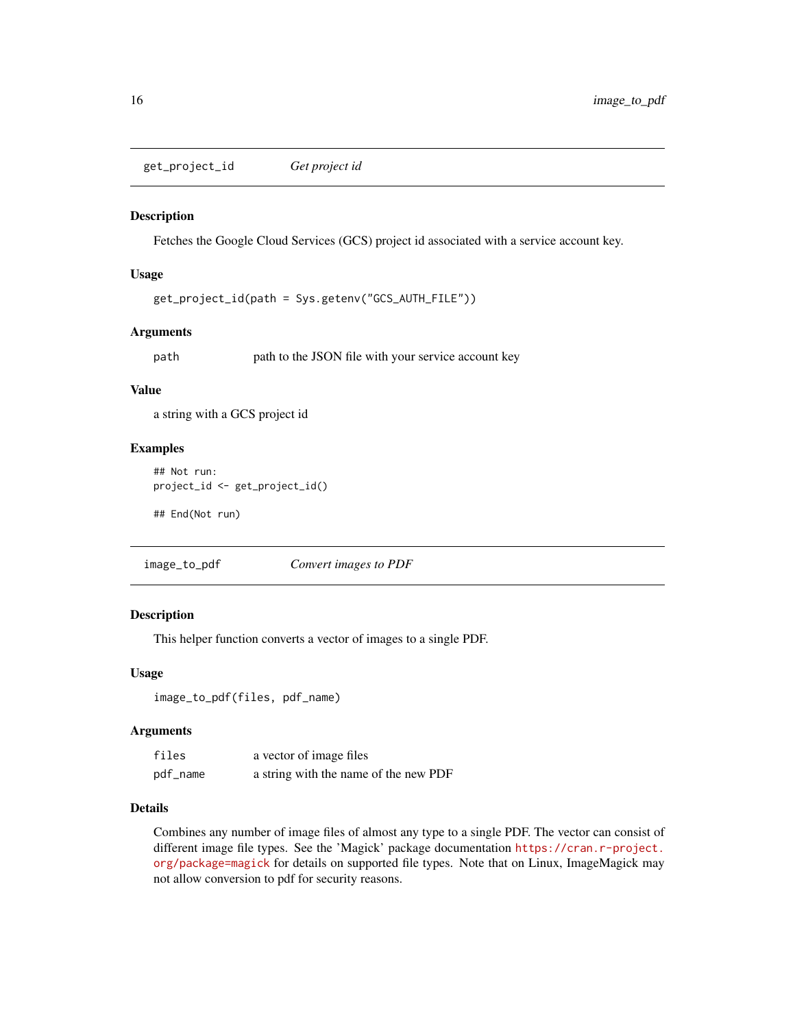## get_project_id — *Get project id*

### Description

Fetches the Google Cloud Services (GCS) project id associated with a service account key.

### Usage

```
get_project_id(path = Sys.getenv("GCS_AUTH_FILE"))
```

### Arguments

| | |
|---|---|
| `path` | path to the JSON file with your service account key |

### Value

a string with a GCS project id

### Examples

```
## Not run:
project_id <- get_project_id()

## End(Not run)
```

## image_to_pdf — *Convert images to PDF*

### Description

This helper function converts a vector of images to a single PDF.

### Usage

```
image_to_pdf(files, pdf_name)
```

### Arguments

| | |
|---|---|
| `files` | a vector of image files |
| `pdf_name` | a string with the name of the new PDF |

### Details

Combines any number of image files of almost any type to a single PDF. The vector can consist of different image file types. See the 'Magick' package documentation https://cran.r-project.org/package=magick for details on supported file types. Note that on Linux, ImageMagick may not allow conversion to pdf for security reasons.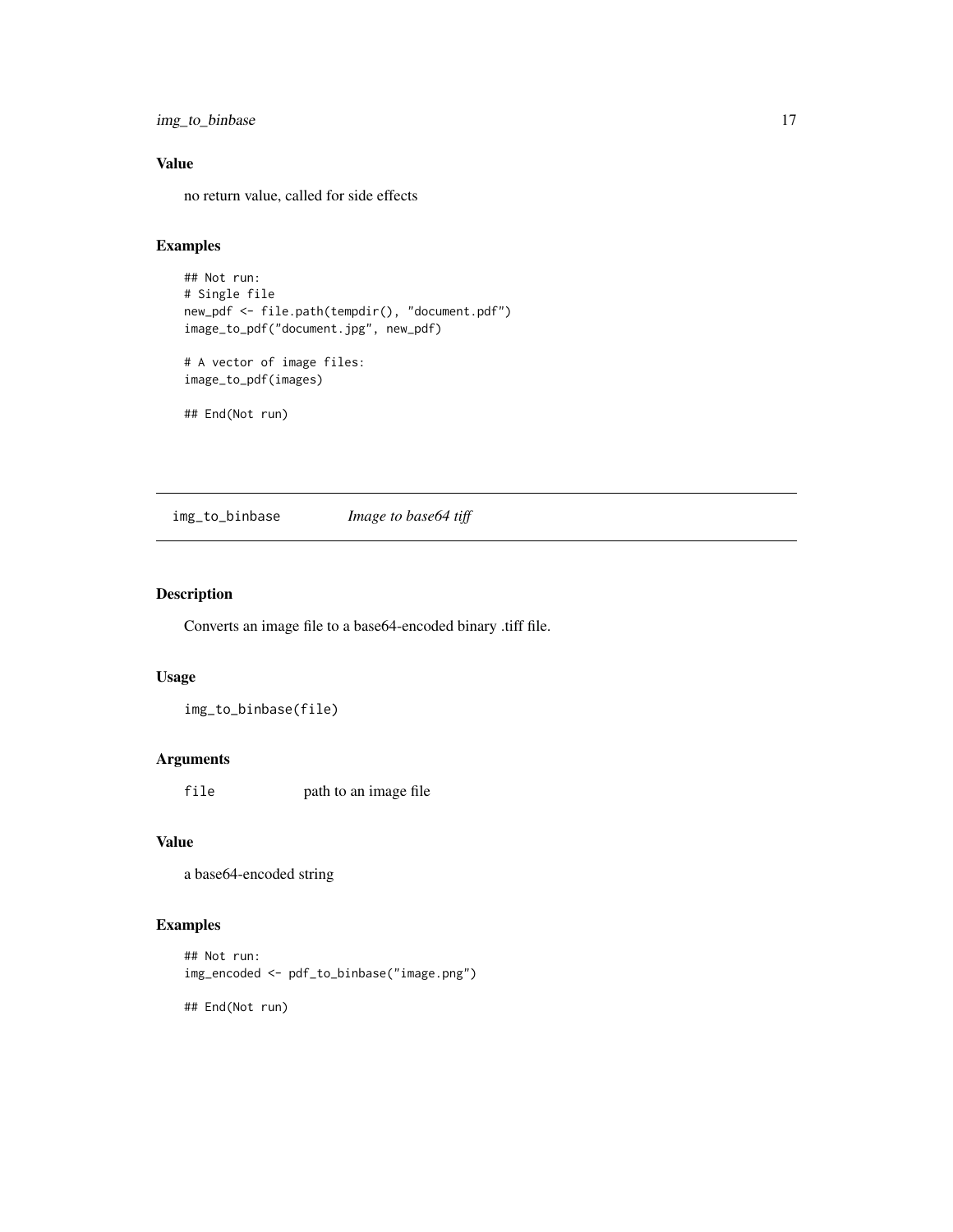### Value

no return value, called for side effects

### Examples

```
## Not run:
# Single file
new_pdf <- file.path(tempdir(), "document.pdf")
image_to_pdf("document.jpg", new_pdf)

# A vector of image files:
image_to_pdf(images)

## End(Not run)
```

---

## img_to_binbase *Image to base64 tiff*

---

### Description

Converts an image file to a base64-encoded binary .tiff file.

### Usage

```
img_to_binbase(file)
```

### Arguments

| | |
|---|---|
| `file` | path to an image file |

### Value

a base64-encoded string

### Examples

```
## Not run:
img_encoded <- pdf_to_binbase("image.png")

## End(Not run)
```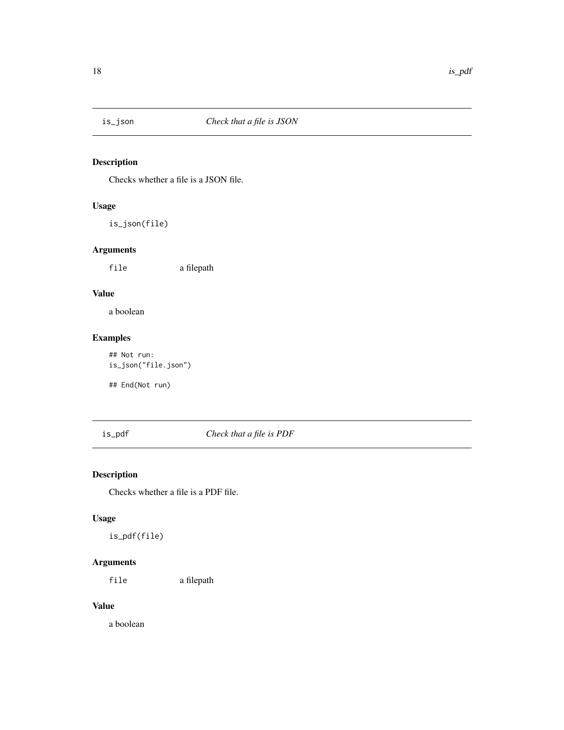## is_json    *Check that a file is JSON*

### Description

Checks whether a file is a JSON file.

### Usage

```
is_json(file)
```

### Arguments

`file`    a filepath

### Value

a boolean

### Examples

```
## Not run:
is_json("file.json")

## End(Not run)
```

## is_pdf    *Check that a file is PDF*

### Description

Checks whether a file is a PDF file.

### Usage

```
is_pdf(file)
```

### Arguments

`file`    a filepath

### Value

a boolean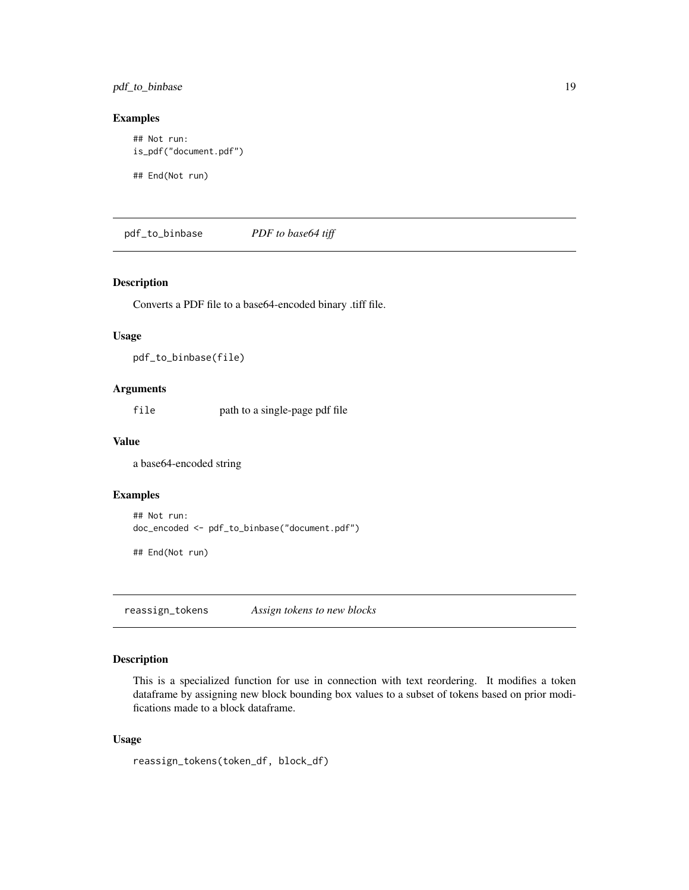### Examples

```
## Not run:
is_pdf("document.pdf")

## End(Not run)
```

## pdf_to_binbase *PDF to base64 tiff*

### Description

Converts a PDF file to a base64-encoded binary .tiff file.

### Usage

```
pdf_to_binbase(file)
```

### Arguments

| | |
|---|---|
| file | path to a single-page pdf file |

### Value

a base64-encoded string

### Examples

```
## Not run:
doc_encoded <- pdf_to_binbase("document.pdf")

## End(Not run)
```

## reassign_tokens *Assign tokens to new blocks*

### Description

This is a specialized function for use in connection with text reordering. It modifies a token dataframe by assigning new block bounding box values to a subset of tokens based on prior modifications made to a block dataframe.

### Usage

```
reassign_tokens(token_df, block_df)
```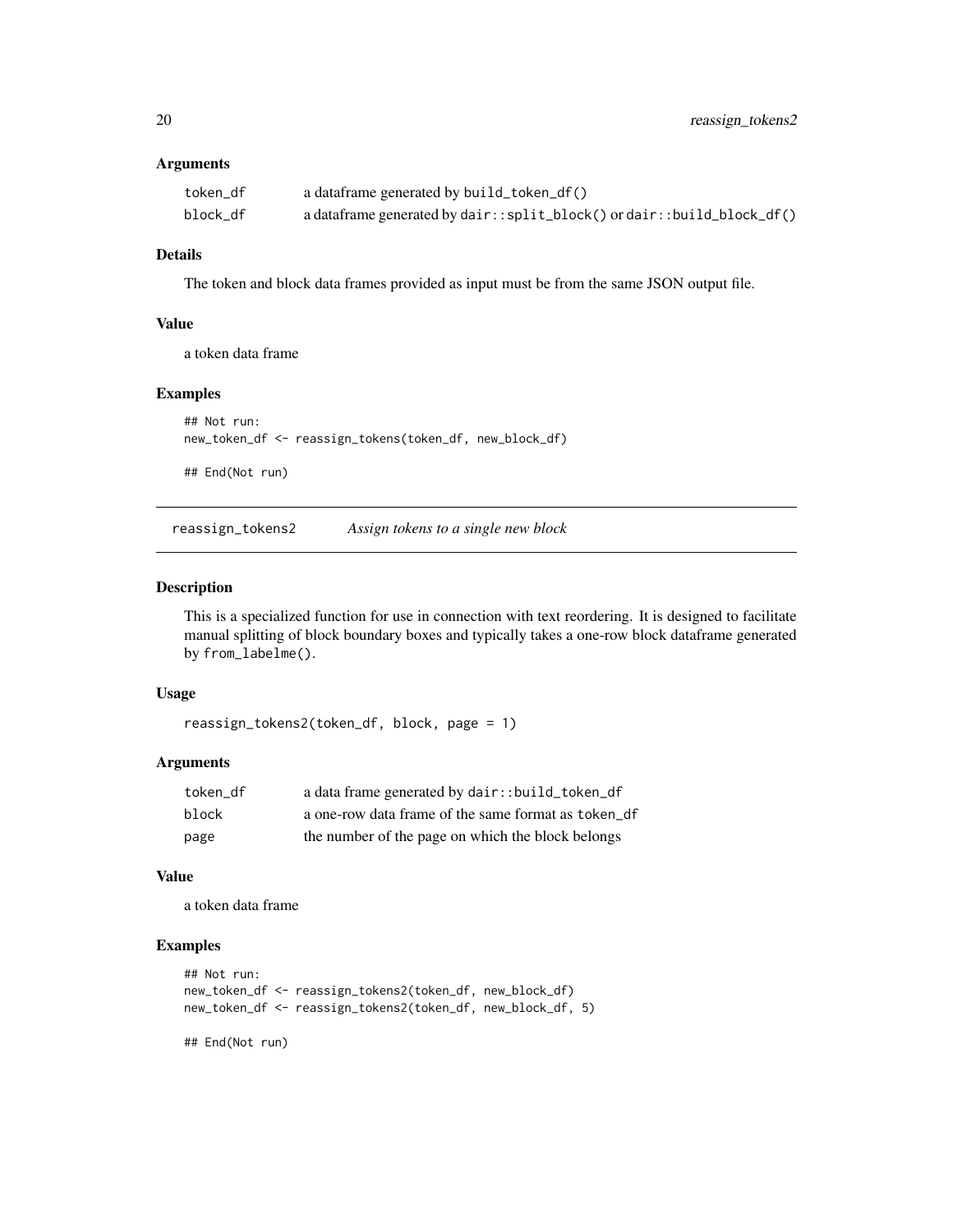### Arguments

| | |
|---|---|
| token_df | a dataframe generated by build_token_df() |
| block_df | a dataframe generated by dair::split_block() or dair::build_block_df() |

### Details

The token and block data frames provided as input must be from the same JSON output file.

### Value

a token data frame

### Examples

```
## Not run:
new_token_df <- reassign_tokens(token_df, new_block_df)

## End(Not run)
```

---

## reassign_tokens2 *Assign tokens to a single new block*

### Description

This is a specialized function for use in connection with text reordering. It is designed to facilitate manual splitting of block boundary boxes and typically takes a one-row block dataframe generated by from_labelme().

### Usage

```
reassign_tokens2(token_df, block, page = 1)
```

### Arguments

| | |
|---|---|
| token_df | a data frame generated by dair::build_token_df |
| block | a one-row data frame of the same format as token_df |
| page | the number of the page on which the block belongs |

### Value

a token data frame

### Examples

```
## Not run:
new_token_df <- reassign_tokens2(token_df, new_block_df)
new_token_df <- reassign_tokens2(token_df, new_block_df, 5)

## End(Not run)
```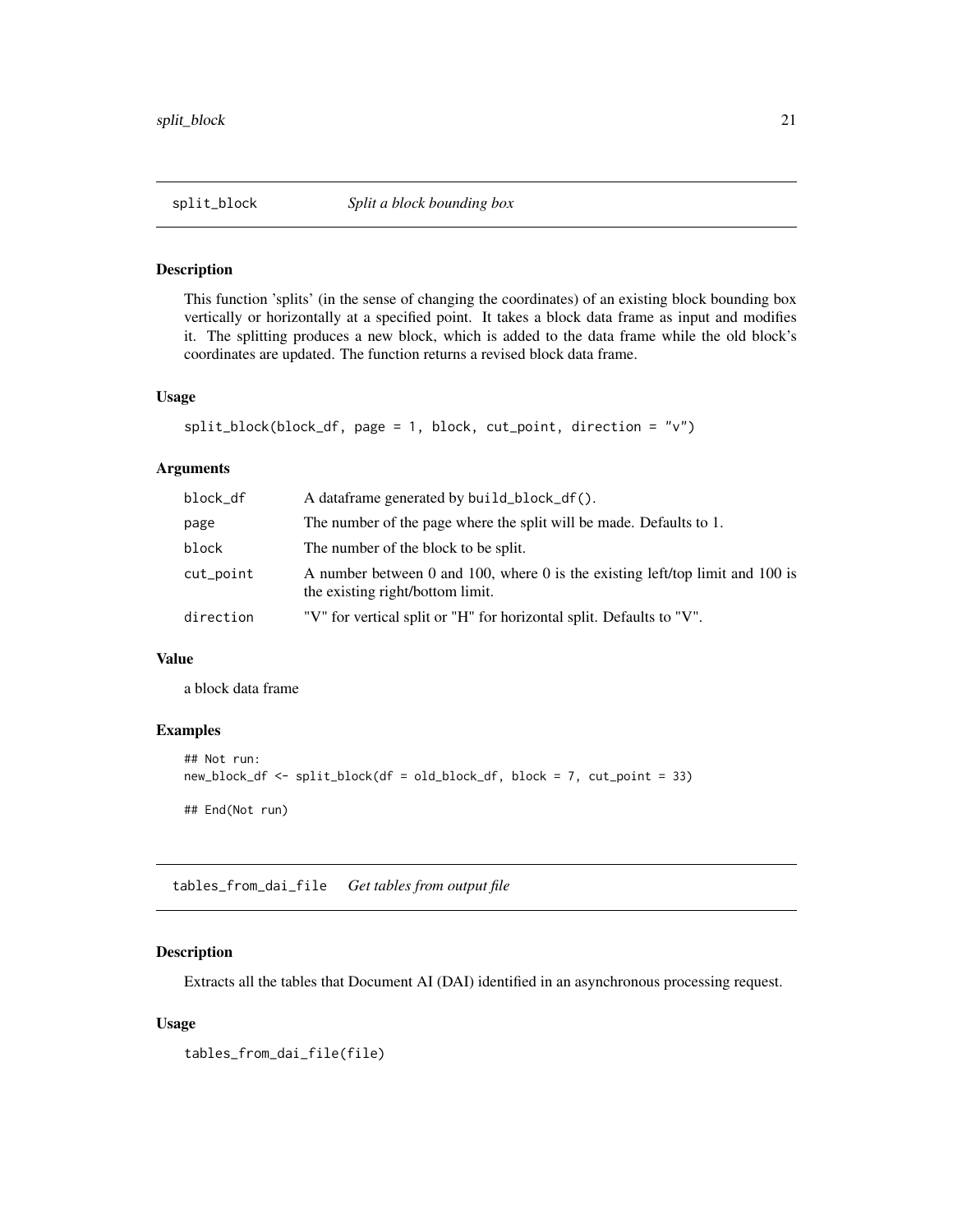## split_block — *Split a block bounding box*

### Description

This function 'splits' (in the sense of changing the coordinates) of an existing block bounding box vertically or horizontally at a specified point. It takes a block data frame as input and modifies it. The splitting produces a new block, which is added to the data frame while the old block's coordinates are updated. The function returns a revised block data frame.

### Usage

```
split_block(block_df, page = 1, block, cut_point, direction = "v")
```

### Arguments

| | |
|---|---|
| `block_df` | A dataframe generated by `build_block_df()`. |
| `page` | The number of the page where the split will be made. Defaults to 1. |
| `block` | The number of the block to be split. |
| `cut_point` | A number between 0 and 100, where 0 is the existing left/top limit and 100 is the existing right/bottom limit. |
| `direction` | "V" for vertical split or "H" for horizontal split. Defaults to "V". |

### Value

a block data frame

### Examples

```
## Not run:
new_block_df <- split_block(df = old_block_df, block = 7, cut_point = 33)

## End(Not run)
```

## tables_from_dai_file — *Get tables from output file*

### Description

Extracts all the tables that Document AI (DAI) identified in an asynchronous processing request.

### Usage

```
tables_from_dai_file(file)
```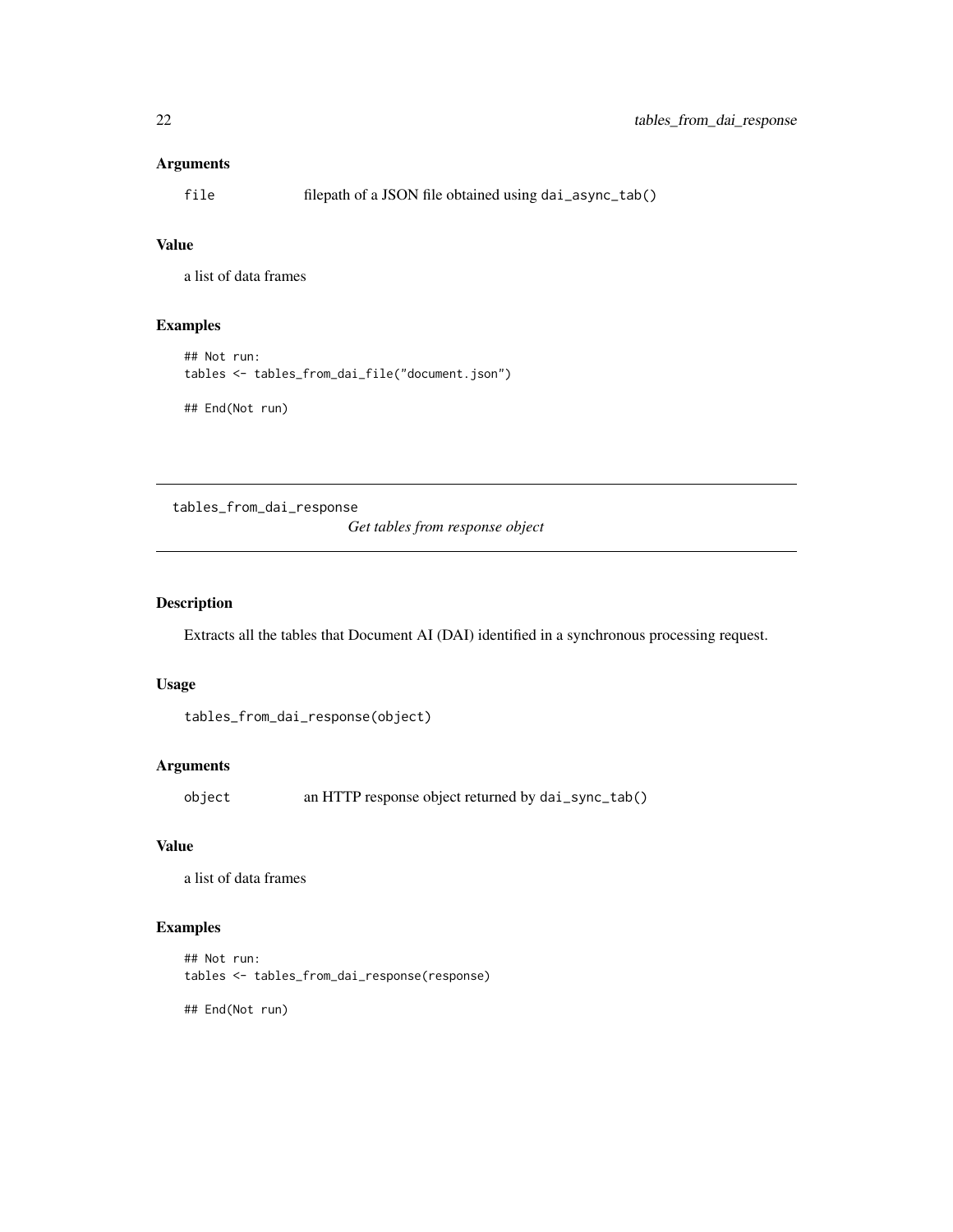### Arguments

`file` filepath of a JSON file obtained using `dai_async_tab()`

### Value

a list of data frames

### Examples

```
## Not run:
tables <- tables_from_dai_file("document.json")

## End(Not run)
```

---

## tables_from_dai_response    *Get tables from response object*

---

### Description

Extracts all the tables that Document AI (DAI) identified in a synchronous processing request.

### Usage

```
tables_from_dai_response(object)
```

### Arguments

`object` an HTTP response object returned by `dai_sync_tab()`

### Value

a list of data frames

### Examples

```
## Not run:
tables <- tables_from_dai_response(response)

## End(Not run)
```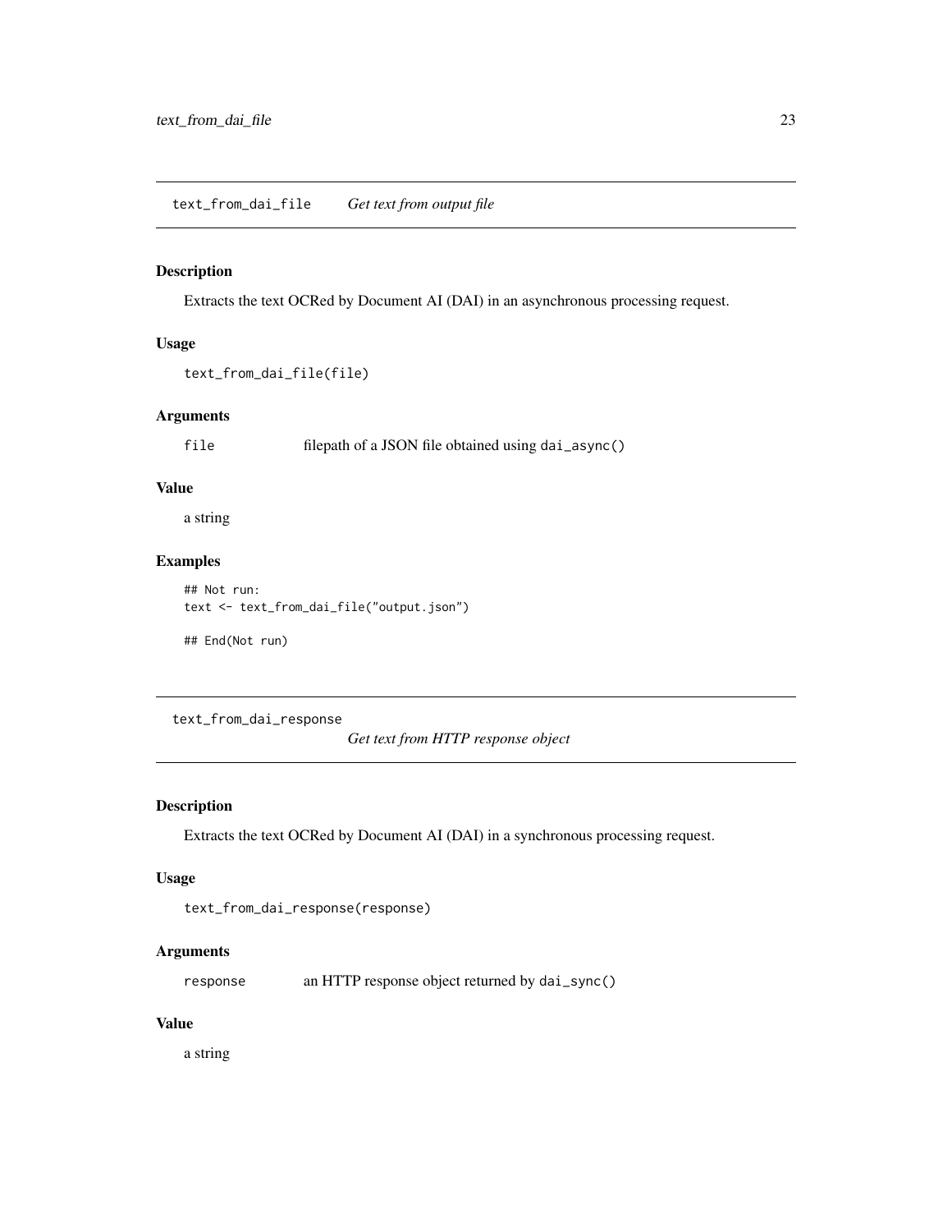## text_from_dai_file *Get text from output file*

### Description

Extracts the text OCRed by Document AI (DAI) in an asynchronous processing request.

### Usage

```
text_from_dai_file(file)
```

### Arguments

| | |
|---|---|
| `file` | filepath of a JSON file obtained using `dai_async()` |

### Value

a string

### Examples

```
## Not run:
text <- text_from_dai_file("output.json")

## End(Not run)
```

## text_from_dai_response *Get text from HTTP response object*

### Description

Extracts the text OCRed by Document AI (DAI) in a synchronous processing request.

### Usage

```
text_from_dai_response(response)
```

### Arguments

| | |
|---|---|
| `response` | an HTTP response object returned by `dai_sync()` |

### Value

a string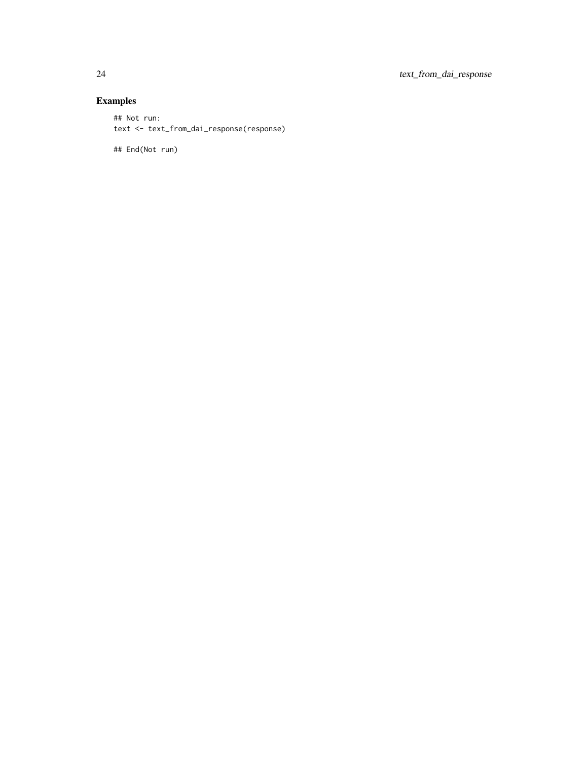### Examples

```
## Not run:
text <- text_from_dai_response(response)

## End(Not run)
```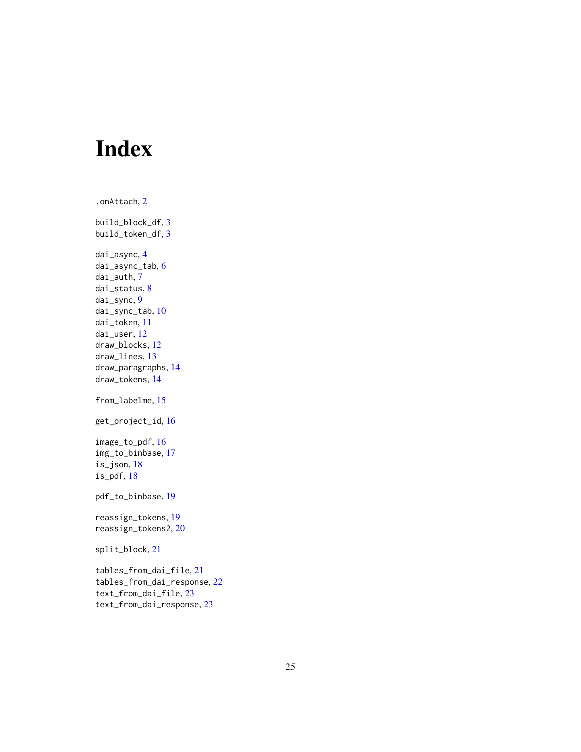# Index

.onAttach, 2

build_block_df, 3
build_token_df, 3

dai_async, 4
dai_async_tab, 6
dai_auth, 7
dai_status, 8
dai_sync, 9
dai_sync_tab, 10
dai_token, 11
dai_user, 12
draw_blocks, 12
draw_lines, 13
draw_paragraphs, 14
draw_tokens, 14

from_labelme, 15

get_project_id, 16

image_to_pdf, 16
img_to_binbase, 17
is_json, 18
is_pdf, 18

pdf_to_binbase, 19

reassign_tokens, 19
reassign_tokens2, 20

split_block, 21

tables_from_dai_file, 21
tables_from_dai_response, 22
text_from_dai_file, 23
text_from_dai_response, 23